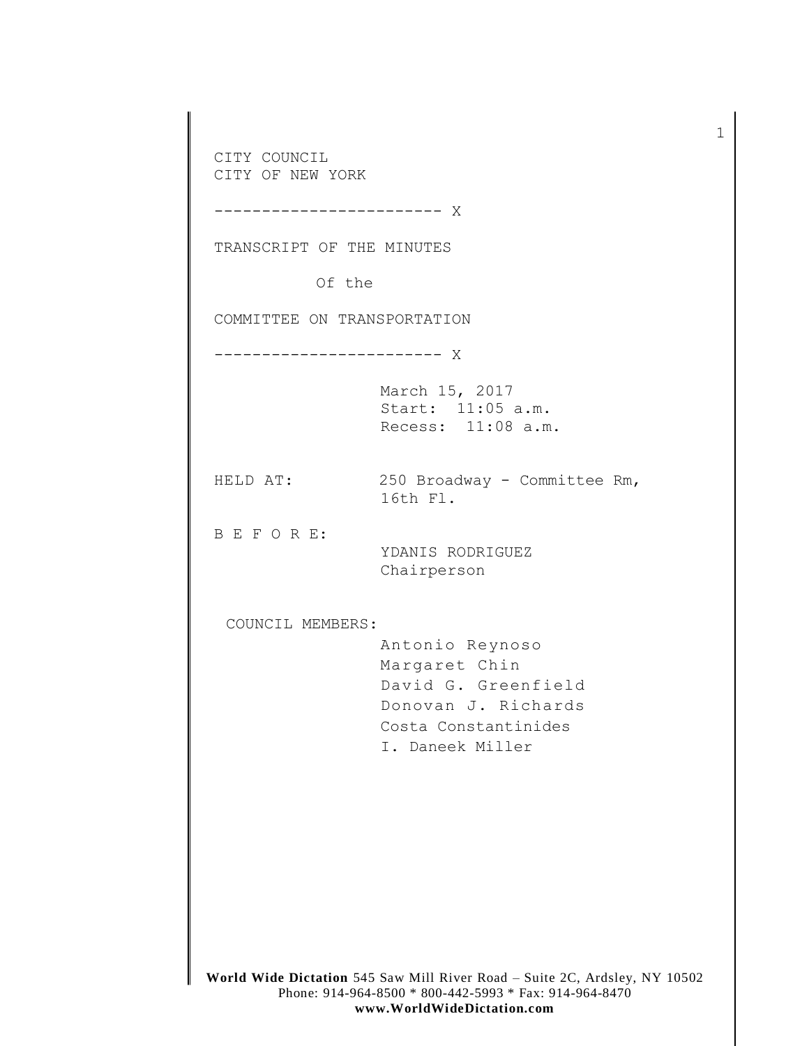CITY COUNCIL
CITY OF NEW YORK

------------------------ X

TRANSCRIPT OF THE MINUTES

Of the

COMMITTEE ON TRANSPORTATION

------------------------ X

March 15, 2017
Start: 11:05 a.m.
Recess: 11:08 a.m.

HELD AT: 250 Broadway - Committee Rm, 16th Fl.

B E F O R E:
YDANIS RODRIGUEZ
Chairperson

COUNCIL MEMBERS:
Antonio Reynoso
Margaret Chin
David G. Greenfield
Donovan J. Richards
Costa Constantinides
I. Daneek Miller

**World Wide Dictation** 545 Saw Mill River Road – Suite 2C, Ardsley, NY 10502
Phone: 914-964-8500 * 800-442-5993 * Fax: 914-964-8470
**www.WorldWideDictation.com**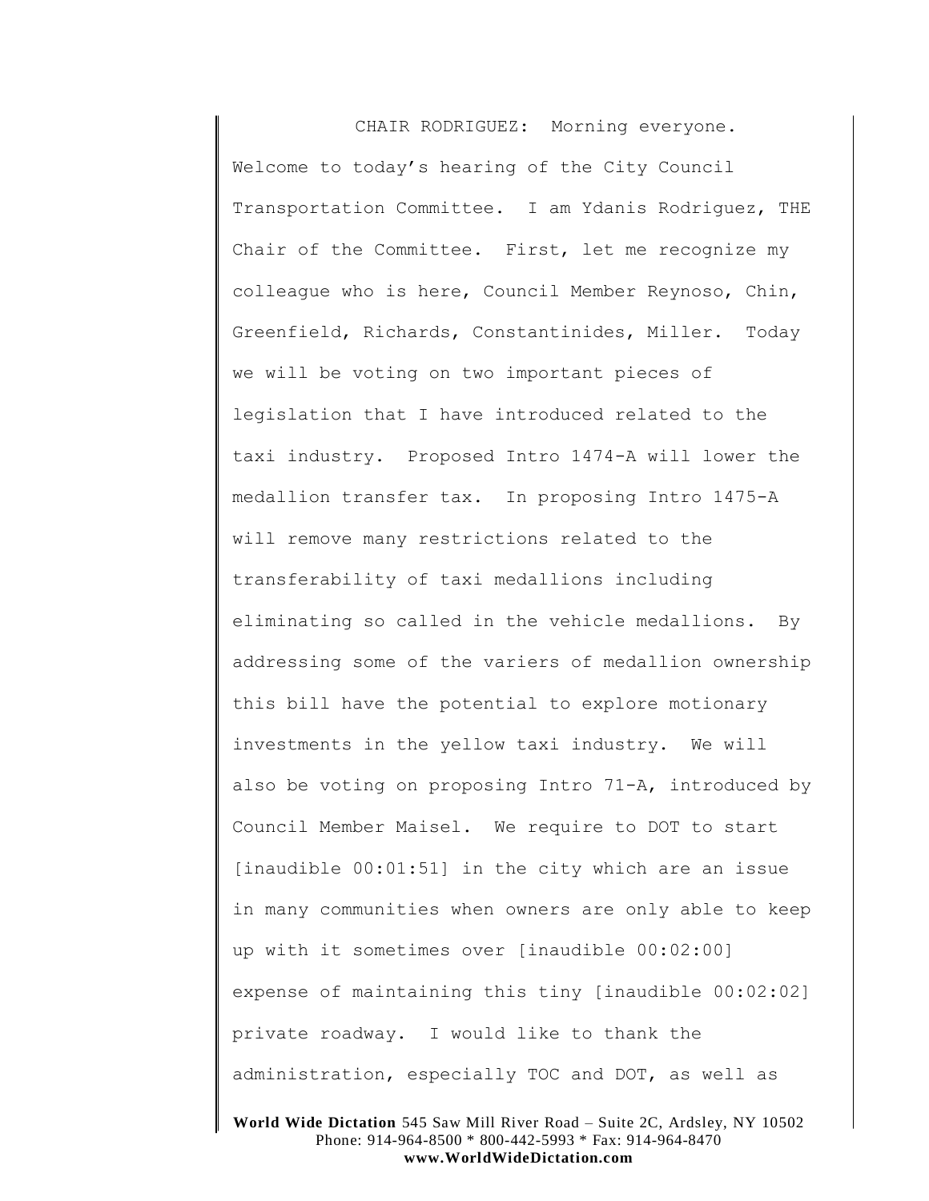CHAIR RODRIGUEZ: Morning everyone. Welcome to today's hearing of the City Council Transportation Committee. I am Ydanis Rodriguez, THE Chair of the Committee. First, let me recognize my colleague who is here, Council Member Reynoso, Chin, Greenfield, Richards, Constantinides, Miller. Today we will be voting on two important pieces of legislation that I have introduced related to the taxi industry. Proposed Intro 1474-A will lower the medallion transfer tax. In proposing Intro 1475-A will remove many restrictions related to the transferability of taxi medallions including eliminating so called in the vehicle medallions. By addressing some of the variers of medallion ownership this bill have the potential to explore motionary investments in the yellow taxi industry. We will also be voting on proposing Intro 71-A, introduced by Council Member Maisel. We require to DOT to start [inaudible 00:01:51] in the city which are an issue in many communities when owners are only able to keep up with it sometimes over [inaudible 00:02:00] expense of maintaining this tiny [inaudible 00:02:02] private roadway. I would like to thank the administration, especially TOC and DOT, as well as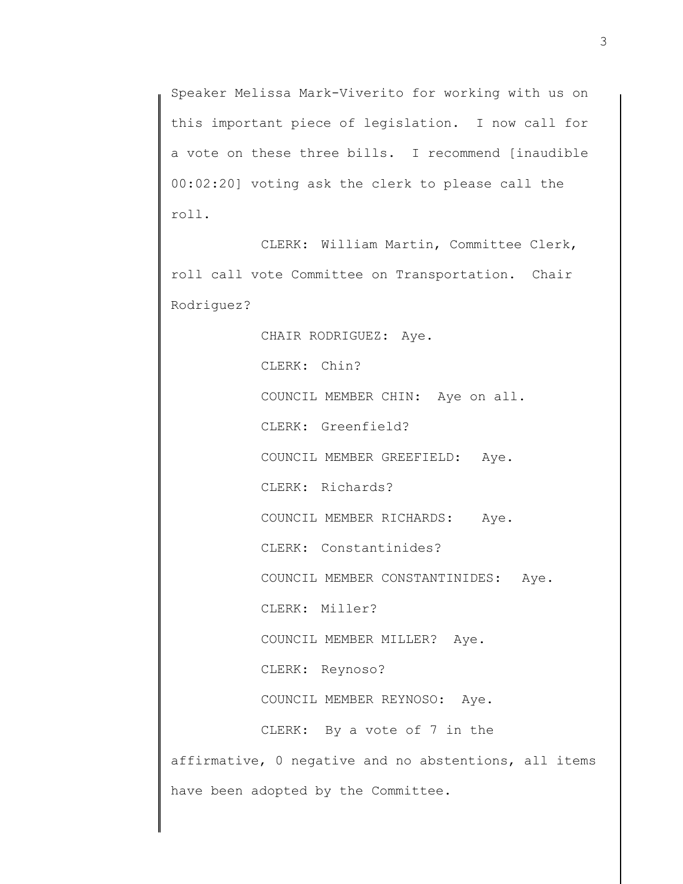Speaker Melissa Mark-Viverito for working with us on this important piece of legislation. I now call for a vote on these three bills. I recommend [inaudible 00:02:20] voting ask the clerk to please call the roll.

CLERK: William Martin, Committee Clerk, roll call vote Committee on Transportation. Chair Rodriguez?

CHAIR RODRIGUEZ: Aye.

CLERK: Chin?

COUNCIL MEMBER CHIN: Aye on all.

CLERK: Greenfield?

COUNCIL MEMBER GREEFIELD: Aye.

CLERK: Richards?

COUNCIL MEMBER RICHARDS: Aye.

CLERK: Constantinides?

COUNCIL MEMBER CONSTANTINIDES: Aye.

CLERK: Miller?

COUNCIL MEMBER MILLER? Aye.

CLERK: Reynoso?

COUNCIL MEMBER REYNOSO: Aye.

CLERK: By a vote of 7 in the affirmative, 0 negative and no abstentions, all items have been adopted by the Committee.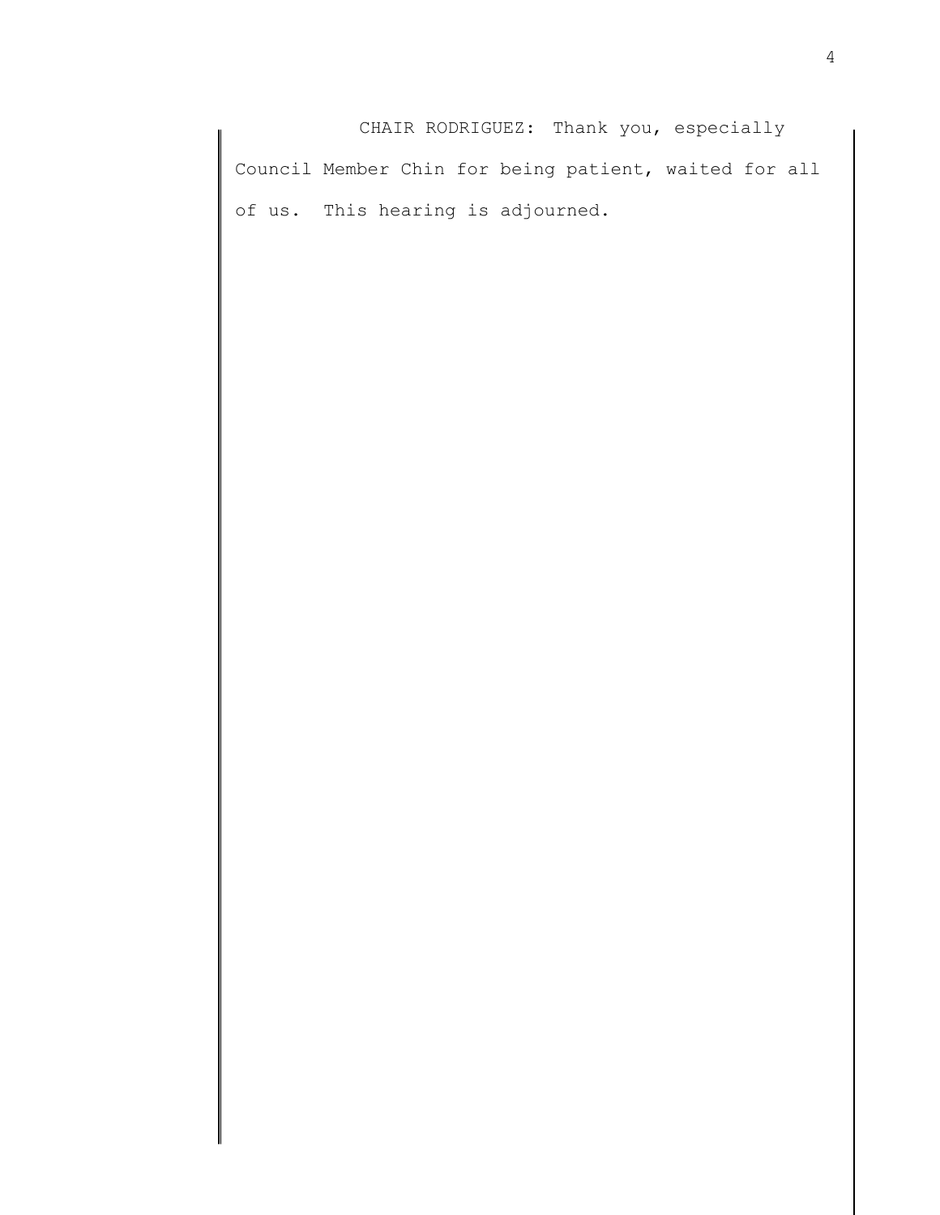CHAIR RODRIGUEZ: Thank you, especially Council Member Chin for being patient, waited for all of us. This hearing is adjourned.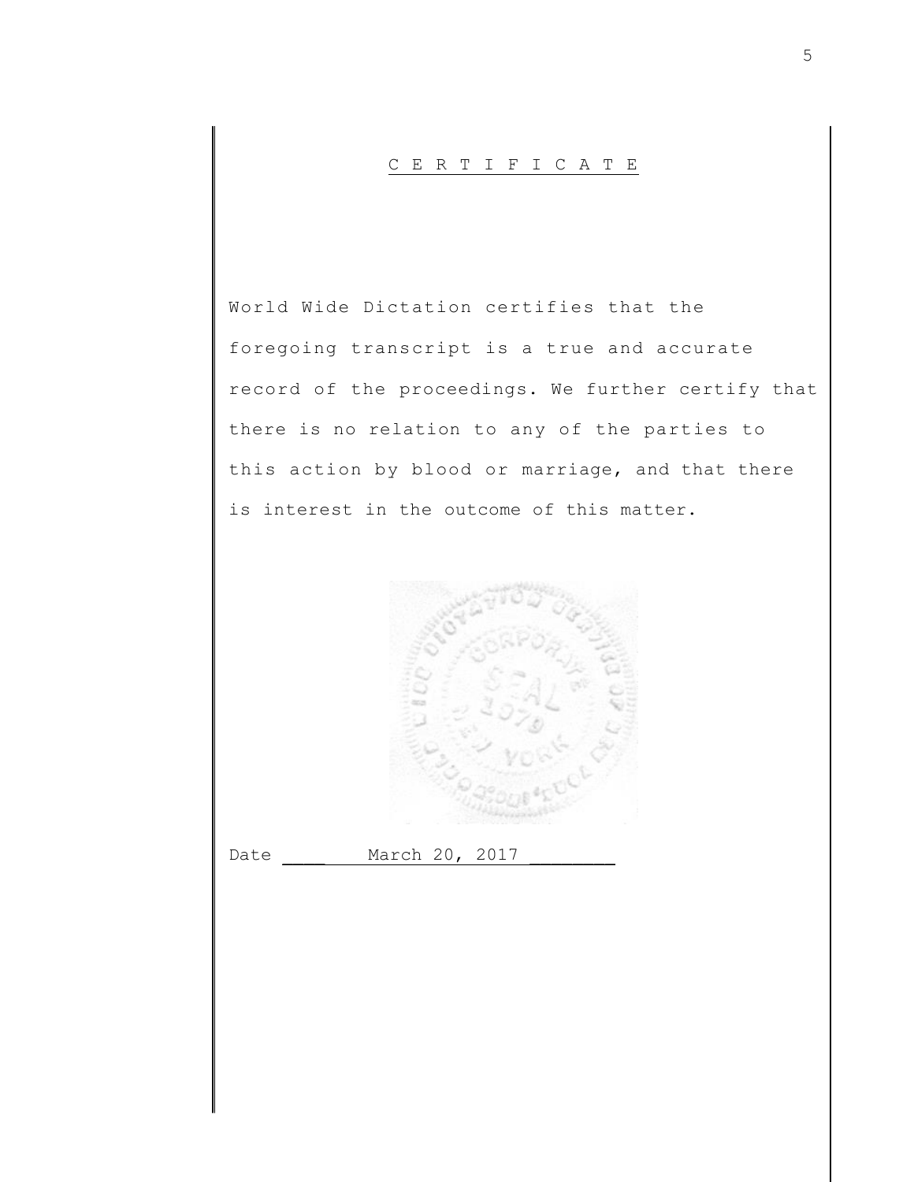# C E R T I F I C A T E

World Wide Dictation certifies that the foregoing transcript is a true and accurate record of the proceedings. We further certify that there is no relation to any of the parties to this action by blood or marriage, and that there is interest in the outcome of this matter.

Date ____ March 20, 2017 ________